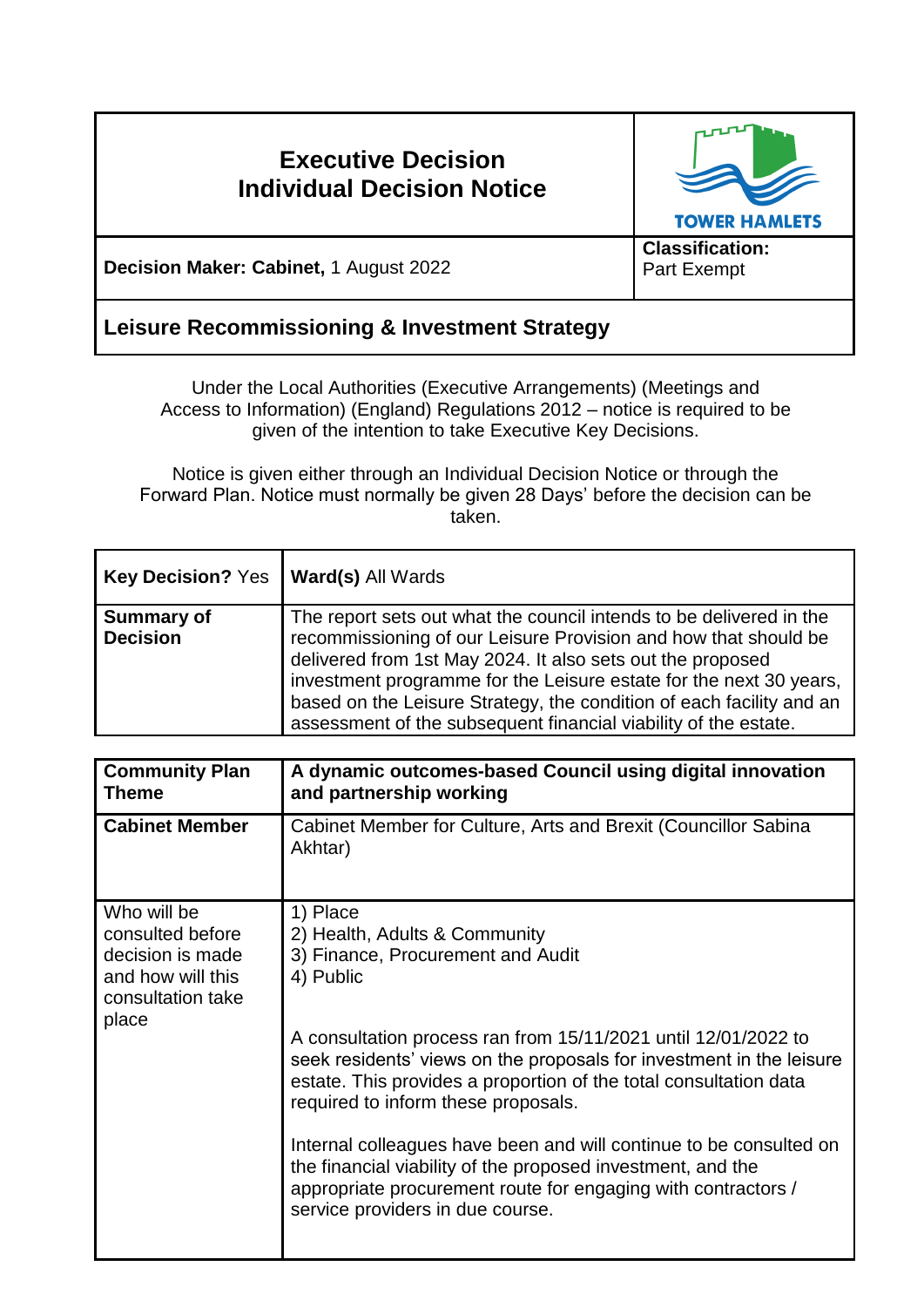# Executive Decision
## Individual Decision Notice

TOWER HAMLETS

**Decision Maker: Cabinet,** 1 August 2022

**Classification:** Part Exempt

## Leisure Recommissioning & Investment Strategy

Under the Local Authorities (Executive Arrangements) (Meetings and Access to Information) (England) Regulations 2012 – notice is required to be given of the intention to take Executive Key Decisions.

Notice is given either through an Individual Decision Notice or through the Forward Plan. Notice must normally be given 28 Days' before the decision can be taken.

| **Key Decision?** Yes | **Ward(s)** All Wards |
|---|---|
| **Summary of Decision** | The report sets out what the council intends to be delivered in the recommissioning of our Leisure Provision and how that should be delivered from 1st May 2024. It also sets out the proposed investment programme for the Leisure estate for the next 30 years, based on the Leisure Strategy, the condition of each facility and an assessment of the subsequent financial viability of the estate. |

| **Community Plan Theme** | **A dynamic outcomes-based Council using digital innovation and partnership working** |
|---|---|
| **Cabinet Member** | Cabinet Member for Culture, Arts and Brexit (Councillor Sabina Akhtar) |
| Who will be consulted before decision is made and how will this consultation take place | 1) Place<br>2) Health, Adults & Community<br>3) Finance, Procurement and Audit<br>4) Public<br><br>A consultation process ran from 15/11/2021 until 12/01/2022 to seek residents' views on the proposals for investment in the leisure estate. This provides a proportion of the total consultation data required to inform these proposals.<br><br>Internal colleagues have been and will continue to be consulted on the financial viability of the proposed investment, and the appropriate procurement route for engaging with contractors / service providers in due course. |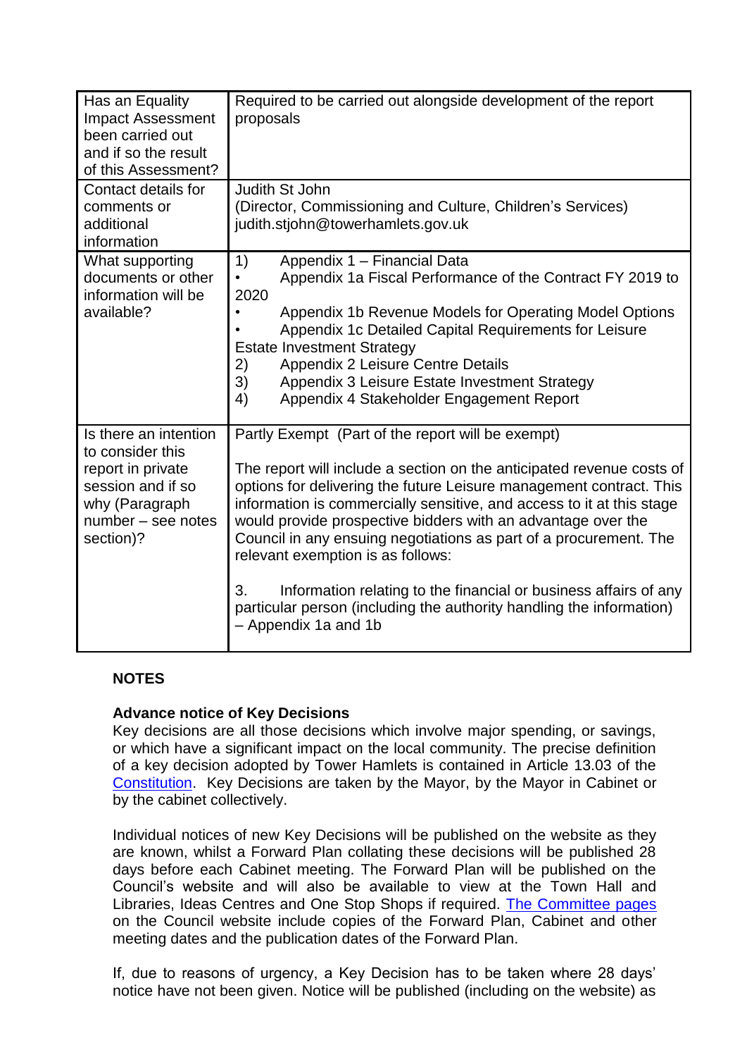| | |
|---|---|
| Has an Equality Impact Assessment been carried out and if so the result of this Assessment? | Required to be carried out alongside development of the report proposals |
| Contact details for comments or additional information | Judith St John<br>(Director, Commissioning and Culture, Children's Services)<br>judith.stjohn@towerhamlets.gov.uk |
| What supporting documents or other information will be available? | 1) Appendix 1 – Financial Data<br>• Appendix 1a Fiscal Performance of the Contract FY 2019 to 2020<br>• Appendix 1b Revenue Models for Operating Model Options<br>• Appendix 1c Detailed Capital Requirements for Leisure Estate Investment Strategy<br>2) Appendix 2 Leisure Centre Details<br>3) Appendix 3 Leisure Estate Investment Strategy<br>4) Appendix 4 Stakeholder Engagement Report |
| Is there an intention to consider this report in private session and if so why (Paragraph number – see notes section)? | Partly Exempt (Part of the report will be exempt)<br><br>The report will include a section on the anticipated revenue costs of options for delivering the future Leisure management contract. This information is commercially sensitive, and access to it at this stage would provide prospective bidders with an advantage over the Council in any ensuing negotiations as part of a procurement. The relevant exemption is as follows:<br><br>3. Information relating to the financial or business affairs of any particular person (including the authority handling the information) – Appendix 1a and 1b |

**NOTES**

**Advance notice of Key Decisions**
Key decisions are all those decisions which involve major spending, or savings, or which have a significant impact on the local community. The precise definition of a key decision adopted by Tower Hamlets is contained in Article 13.03 of the Constitution. Key Decisions are taken by the Mayor, by the Mayor in Cabinet or by the cabinet collectively.

Individual notices of new Key Decisions will be published on the website as they are known, whilst a Forward Plan collating these decisions will be published 28 days before each Cabinet meeting. The Forward Plan will be published on the Council's website and will also be available to view at the Town Hall and Libraries, Ideas Centres and One Stop Shops if required. The Committee pages on the Council website include copies of the Forward Plan, Cabinet and other meeting dates and the publication dates of the Forward Plan.

If, due to reasons of urgency, a Key Decision has to be taken where 28 days' notice have not been given. Notice will be published (including on the website) as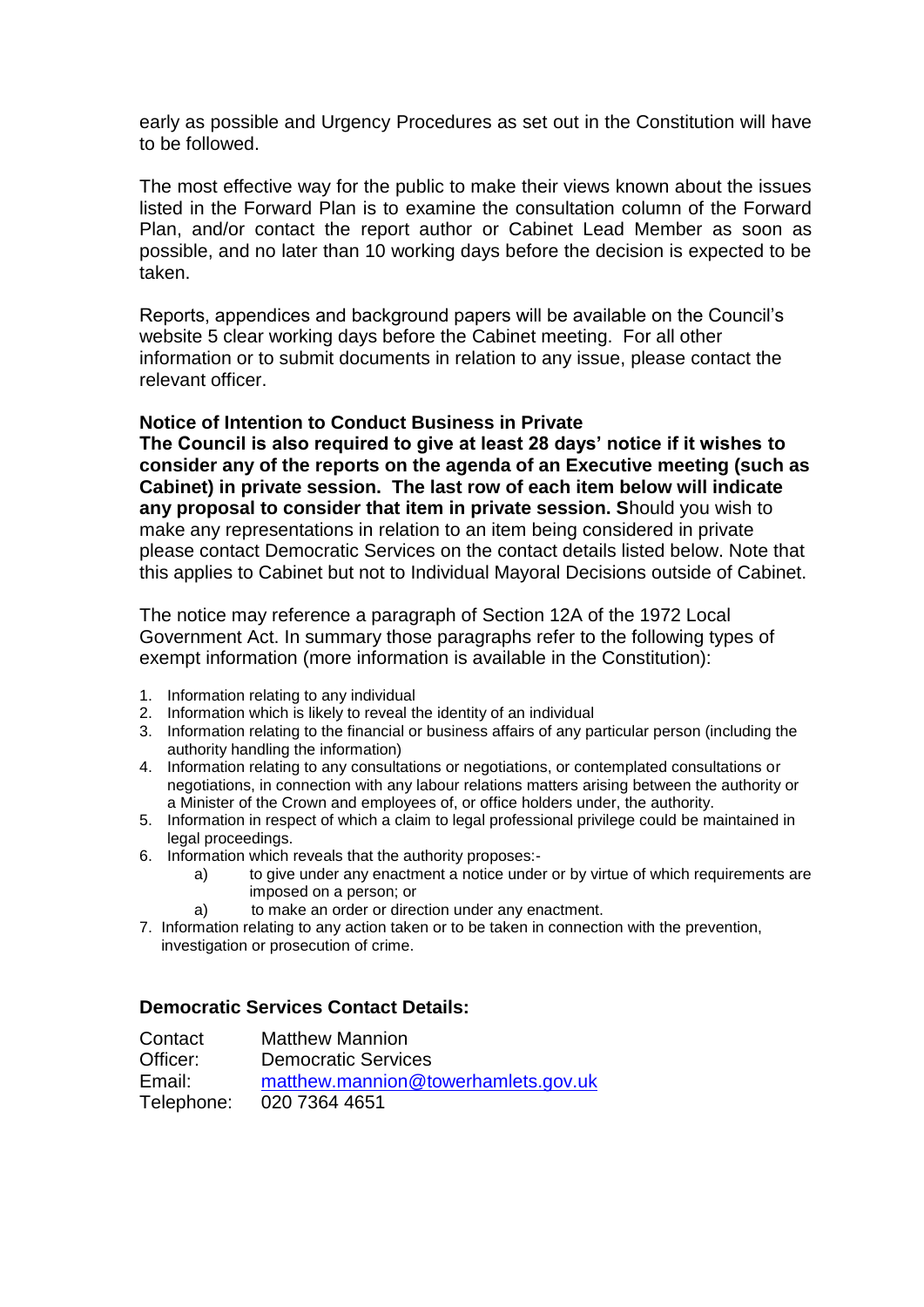early as possible and Urgency Procedures as set out in the Constitution will have to be followed.

The most effective way for the public to make their views known about the issues listed in the Forward Plan is to examine the consultation column of the Forward Plan, and/or contact the report author or Cabinet Lead Member as soon as possible, and no later than 10 working days before the decision is expected to be taken.

Reports, appendices and background papers will be available on the Council's website 5 clear working days before the Cabinet meeting. For all other information or to submit documents in relation to any issue, please contact the relevant officer.

**Notice of Intention to Conduct Business in Private**

**The Council is also required to give at least 28 days' notice if it wishes to consider any of the reports on the agenda of an Executive meeting (such as Cabinet) in private session. The last row of each item below will indicate any proposal to consider that item in private session. S**hould you wish to make any representations in relation to an item being considered in private please contact Democratic Services on the contact details listed below. Note that this applies to Cabinet but not to Individual Mayoral Decisions outside of Cabinet.

The notice may reference a paragraph of Section 12A of the 1972 Local Government Act. In summary those paragraphs refer to the following types of exempt information (more information is available in the Constitution):

1. Information relating to any individual
2. Information which is likely to reveal the identity of an individual
3. Information relating to the financial or business affairs of any particular person (including the authority handling the information)
4. Information relating to any consultations or negotiations, or contemplated consultations or negotiations, in connection with any labour relations matters arising between the authority or a Minister of the Crown and employees of, or office holders under, the authority.
5. Information in respect of which a claim to legal professional privilege could be maintained in legal proceedings.
6. Information which reveals that the authority proposes:-
   a) to give under any enactment a notice under or by virtue of which requirements are imposed on a person; or
   a) to make an order or direction under any enactment.
7. Information relating to any action taken or to be taken in connection with the prevention, investigation or prosecution of crime.

**Democratic Services Contact Details:**

| | |
|---|---|
| Contact Officer: | Matthew Mannion<br>Democratic Services |
| Email: | matthew.mannion@towerhamlets.gov.uk |
| Telephone: | 020 7364 4651 |